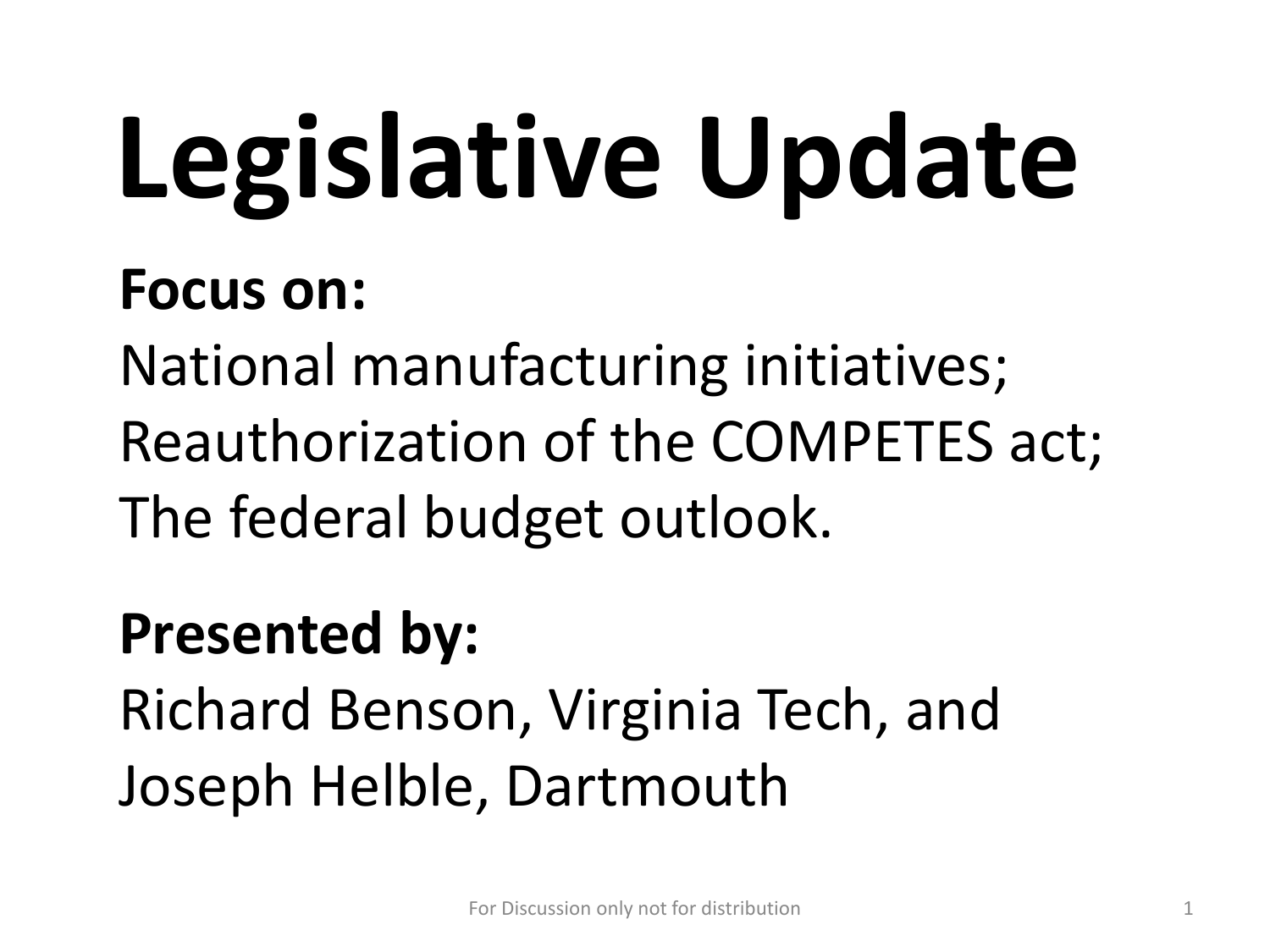# Legislative Update

**Focus on:**

National manufacturing initiatives;
Reauthorization of the COMPETES act;
The federal budget outlook.

**Presented by:**

Richard Benson, Virginia Tech, and
Joseph Helble, Dartmouth

For Discussion only not for distribution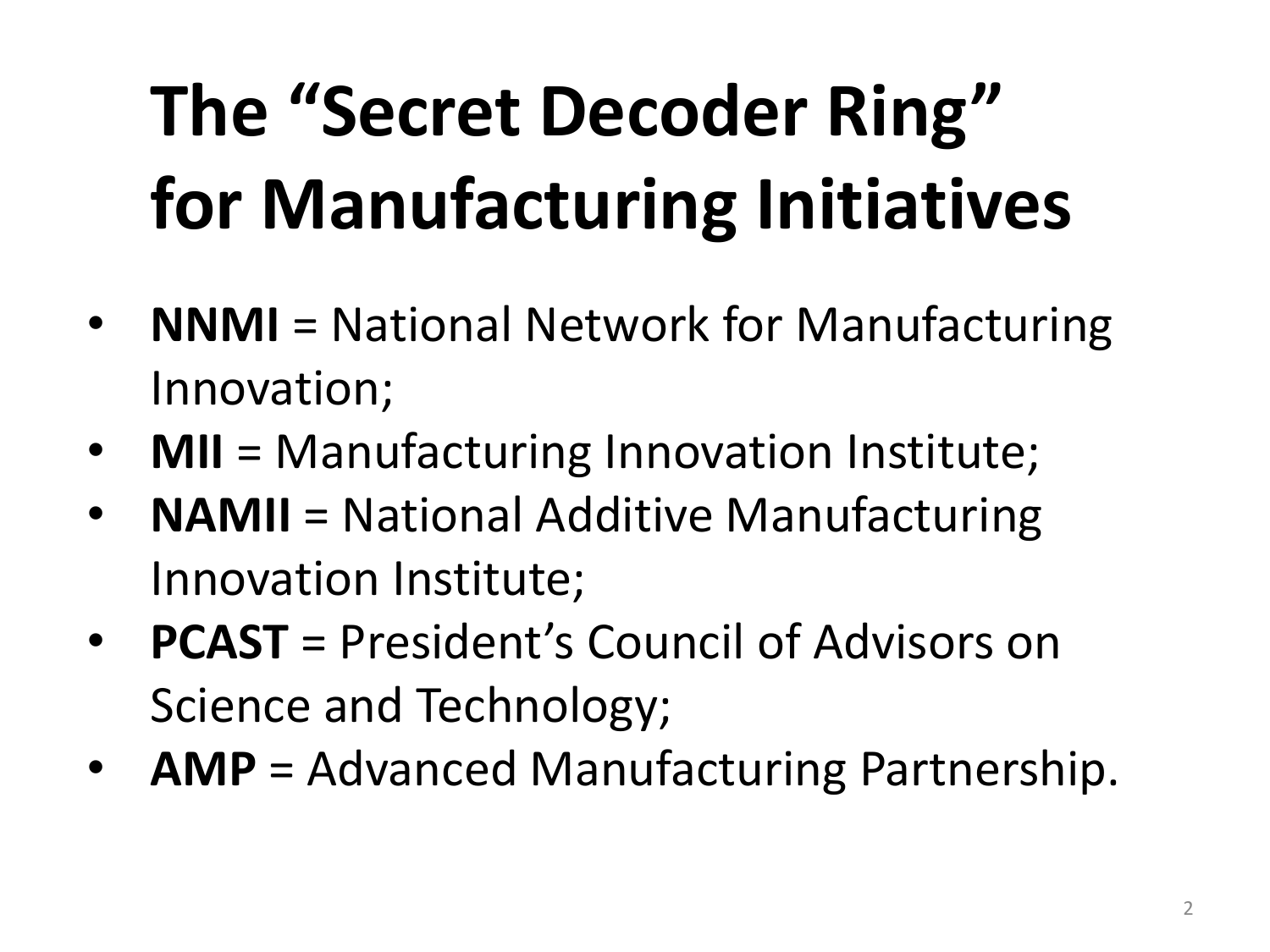# The "Secret Decoder Ring" for Manufacturing Initiatives

- **NNMI** = National Network for Manufacturing Innovation;
- **MII** = Manufacturing Innovation Institute;
- **NAMII** = National Additive Manufacturing Innovation Institute;
- **PCAST** = President's Council of Advisors on Science and Technology;
- **AMP** = Advanced Manufacturing Partnership.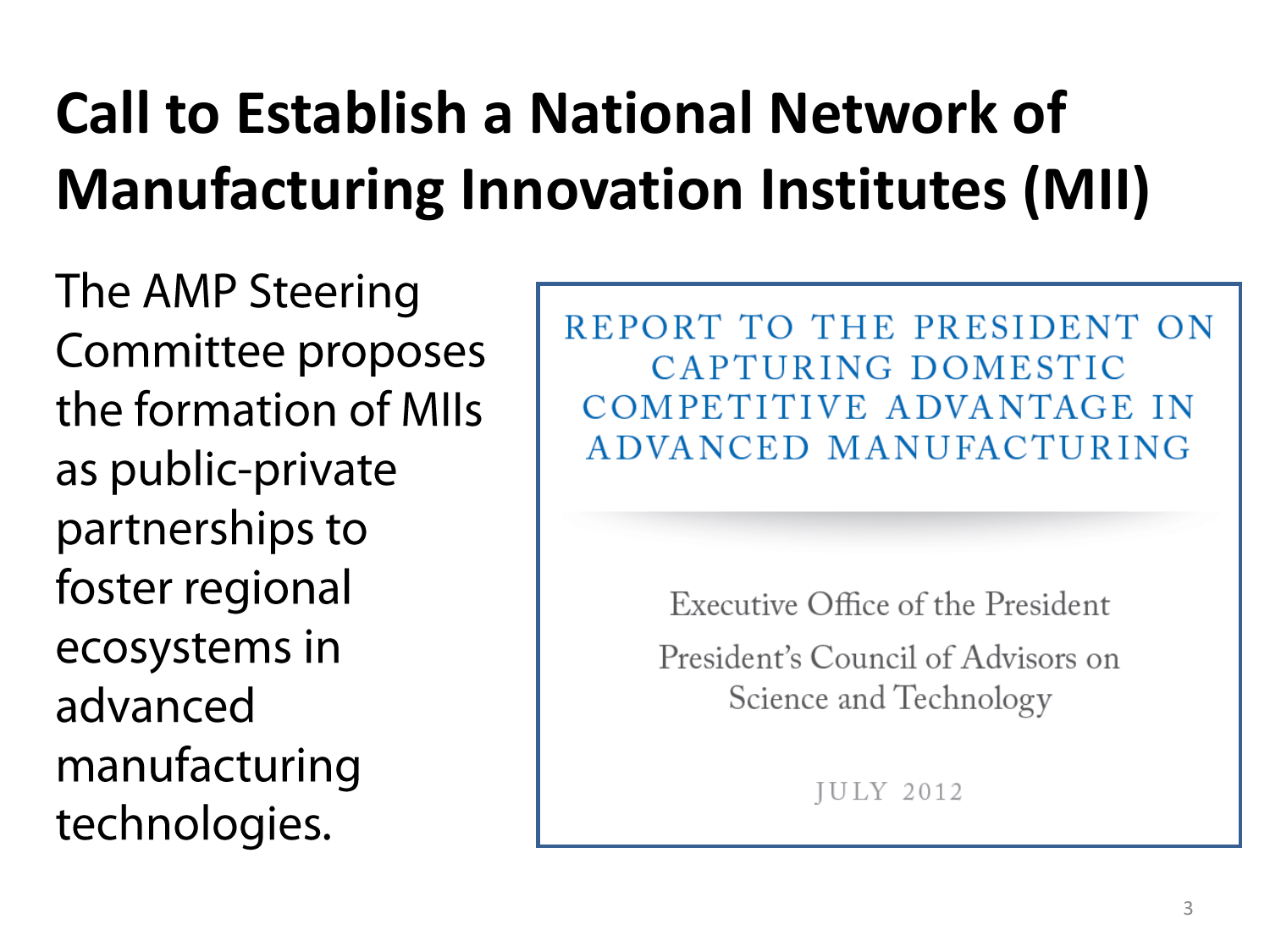# Call to Establish a National Network of Manufacturing Innovation Institutes (MII)

The AMP Steering Committee proposes the formation of MIIs as public-private partnerships to foster regional ecosystems in advanced manufacturing technologies.

REPORT TO THE PRESIDENT ON CAPTURING DOMESTIC COMPETITIVE ADVANTAGE IN ADVANCED MANUFACTURING

Executive Office of the President

President's Council of Advisors on Science and Technology

JULY 2012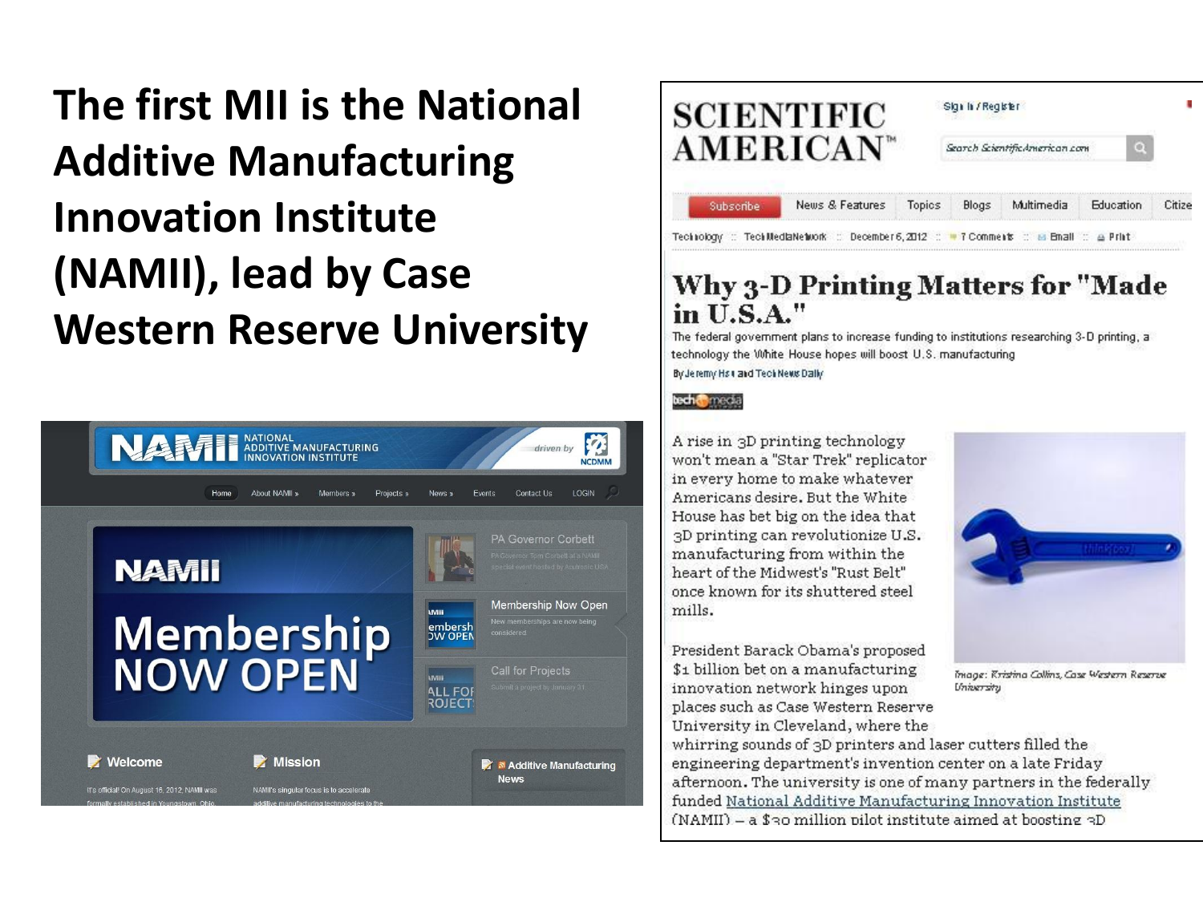# The first MII is the National Additive Manufacturing Innovation Institute (NAMII), lead by Case Western Reserve University

**NAMII** NATIONAL ADDITIVE MANUFACTURING INNOVATION INSTITUTE — driven by NCDMM

Home | About NAMII » | Members » | Projects » | News » | Events | Contact Us | LOGIN

**NAMII**

**Membership NOW OPEN**

PA Governor Corbett
PA Governor Tom Corbett at a NAMII special event hosted by Acutronic USA

Membership Now Open
New memberships are now being considered

Call for Projects
Submit a project by January 31

**Welcome**
It's official! On August 16, 2012, NAMII was formally established in Youngstown, Ohio.

**Mission**
NAMII's singular focus is to accelerate additive manufacturing technologies to the

**Additive Manufacturing News**

---

**SCIENTIFIC AMERICAN™**

Sign In / Register

Subscribe | News & Features | Topics | Blogs | Multimedia | Education | Citize

Technology :: TechMediaNetwork :: December 6, 2012 :: 7 Comments :: Email :: Print

## Why 3-D Printing Matters for "Made in U.S.A."

The federal government plans to increase funding to institutions researching 3-D printing, a technology the White House hopes will boost U.S. manufacturing

By Jeremy Hsu and TechNewsDaily

A rise in 3D printing technology won't mean a "Star Trek" replicator in every home to make whatever Americans desire. But the White House has bet big on the idea that 3D printing can revolutionize U.S. manufacturing from within the heart of the Midwest's "Rust Belt" once known for its shuttered steel mills.

President Barack Obama's proposed $1 billion bet on a manufacturing innovation network hinges upon places such as Case Western Reserve University in Cleveland, where the whirring sounds of 3D printers and laser cutters filled the engineering department's invention center on a late Friday afternoon. The university is one of many partners in the federally funded National Additive Manufacturing Innovation Institute (NAMII) – a $30 million pilot institute aimed at boosting 3D

Image: Kristina Collins, Case Western Reserve University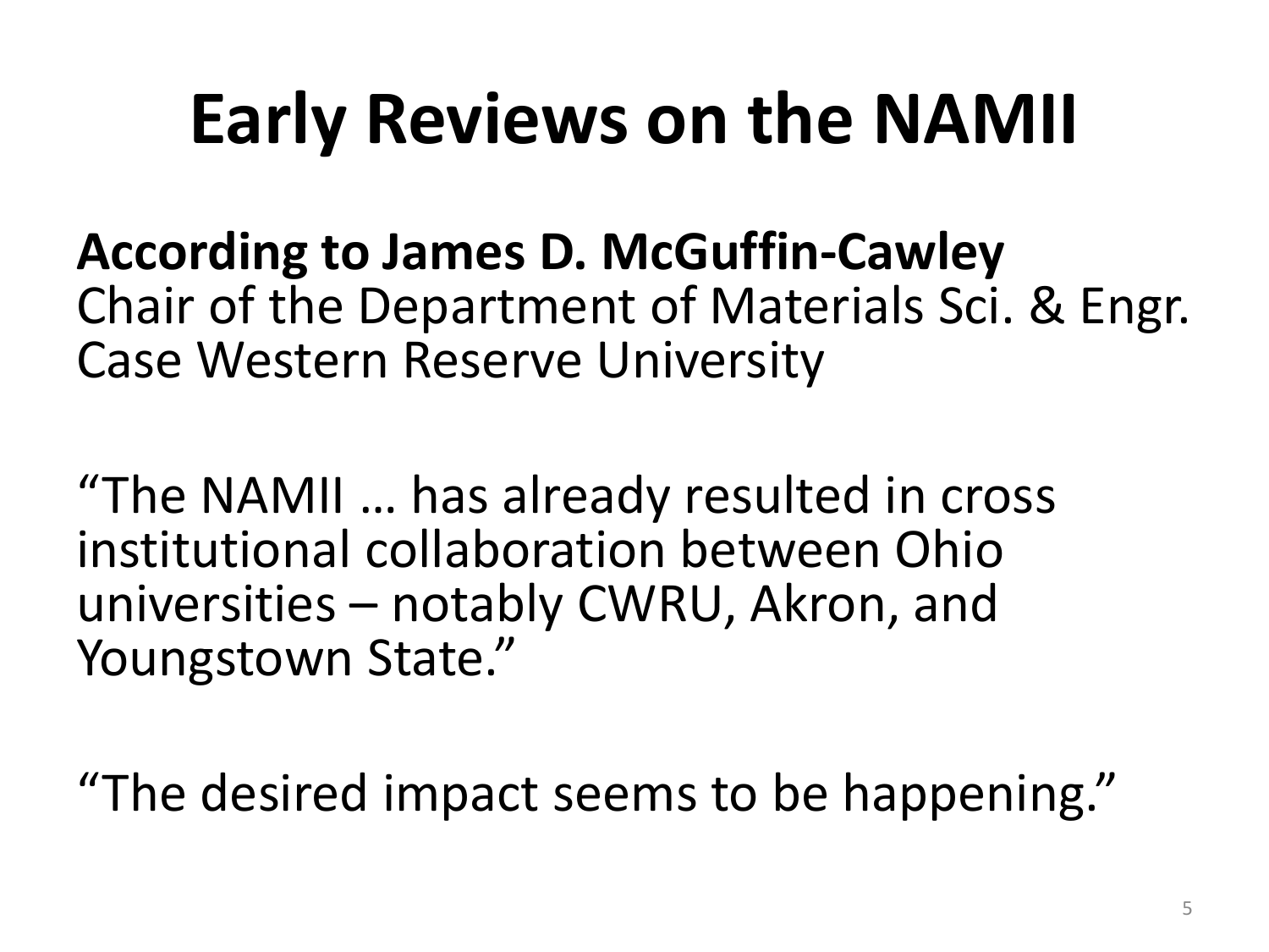# Early Reviews on the NAMII

**According to James D. McGuffin-Cawley**
Chair of the Department of Materials Sci. & Engr.
Case Western Reserve University

"The NAMII … has already resulted in cross institutional collaboration between Ohio universities – notably CWRU, Akron, and Youngstown State."

"The desired impact seems to be happening."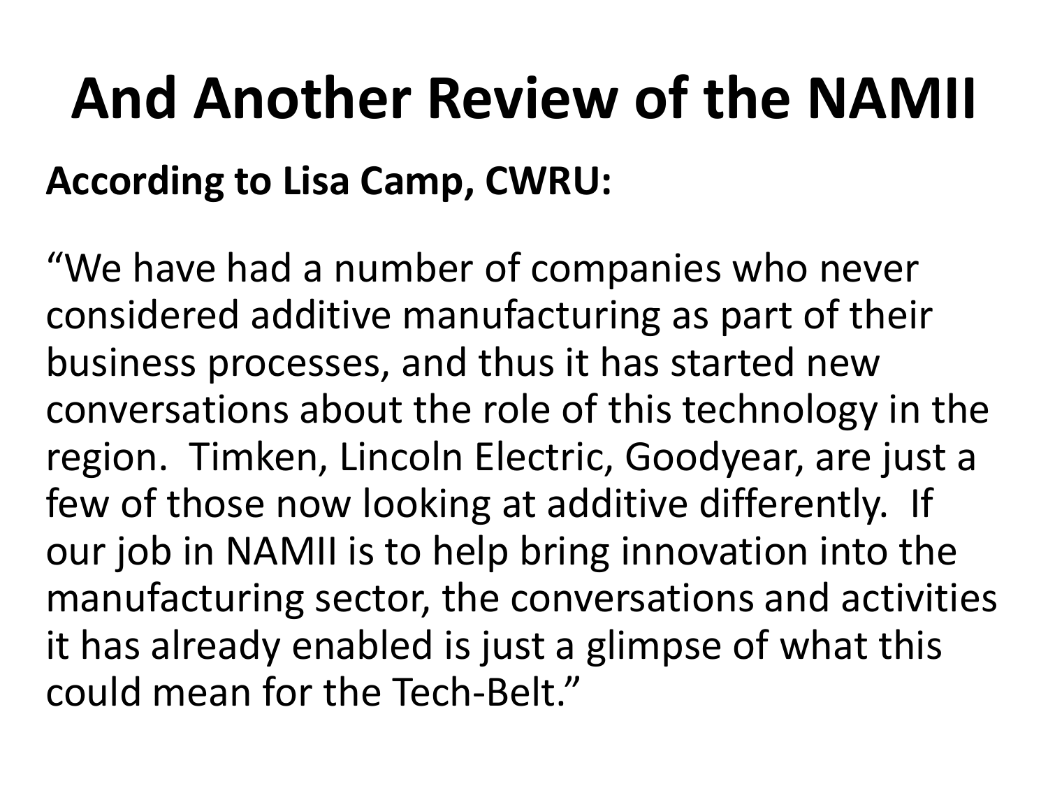# And Another Review of the NAMII

**According to Lisa Camp, CWRU:**

"We have had a number of companies who never considered additive manufacturing as part of their business processes, and thus it has started new conversations about the role of this technology in the region. Timken, Lincoln Electric, Goodyear, are just a few of those now looking at additive differently. If our job in NAMII is to help bring innovation into the manufacturing sector, the conversations and activities it has already enabled is just a glimpse of what this could mean for the Tech-Belt."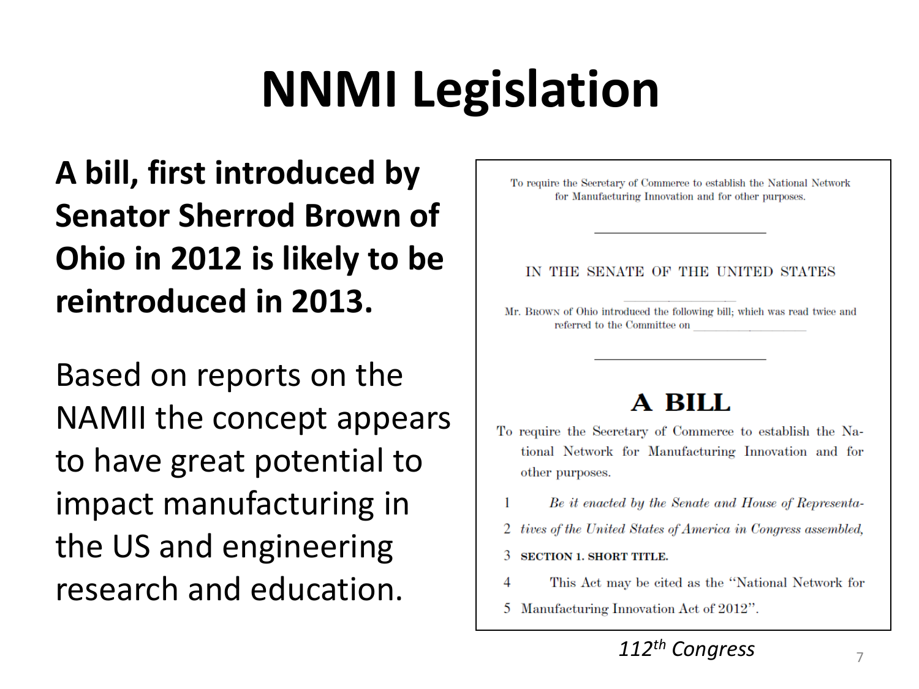# NNMI Legislation

**A bill, first introduced by Senator Sherrod Brown of Ohio in 2012 is likely to be reintroduced in 2013.**

Based on reports on the NAMII the concept appears to have great potential to impact manufacturing in the US and engineering research and education.

To require the Secretary of Commerce to establish the National Network for Manufacturing Innovation and for other purposes.

---

IN THE SENATE OF THE UNITED STATES

---

Mr. Brown of Ohio introduced the following bill; which was read twice and referred to the Committee on \_\_\_\_\_\_\_\_\_\_\_\_\_\_\_\_

---

## A BILL

To require the Secretary of Commerce to establish the National Network for Manufacturing Innovation and for other purposes.

1 *Be it enacted by the Senate and House of Representa-*
2 *tives of the United States of America in Congress assembled,*
3 **SECTION 1. SHORT TITLE.**
4 This Act may be cited as the "National Network for
5 Manufacturing Innovation Act of 2012".

*112th Congress*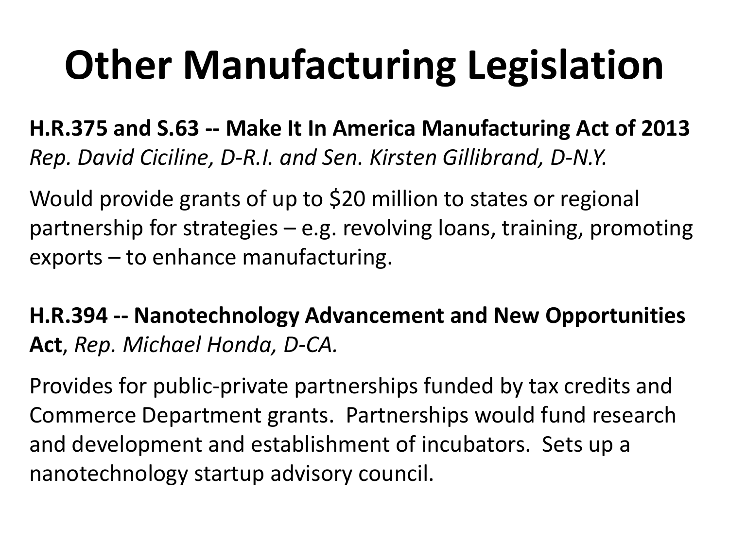# Other Manufacturing Legislation

**H.R.375 and S.63 -- Make It In America Manufacturing Act of 2013**
*Rep. David Ciciline, D-R.I. and Sen. Kirsten Gillibrand, D-N.Y.*

Would provide grants of up to $20 million to states or regional partnership for strategies – e.g. revolving loans, training, promoting exports – to enhance manufacturing.

**H.R.394 -- Nanotechnology Advancement and New Opportunities Act**, *Rep. Michael Honda, D-CA.*

Provides for public-private partnerships funded by tax credits and Commerce Department grants. Partnerships would fund research and development and establishment of incubators. Sets up a nanotechnology startup advisory council.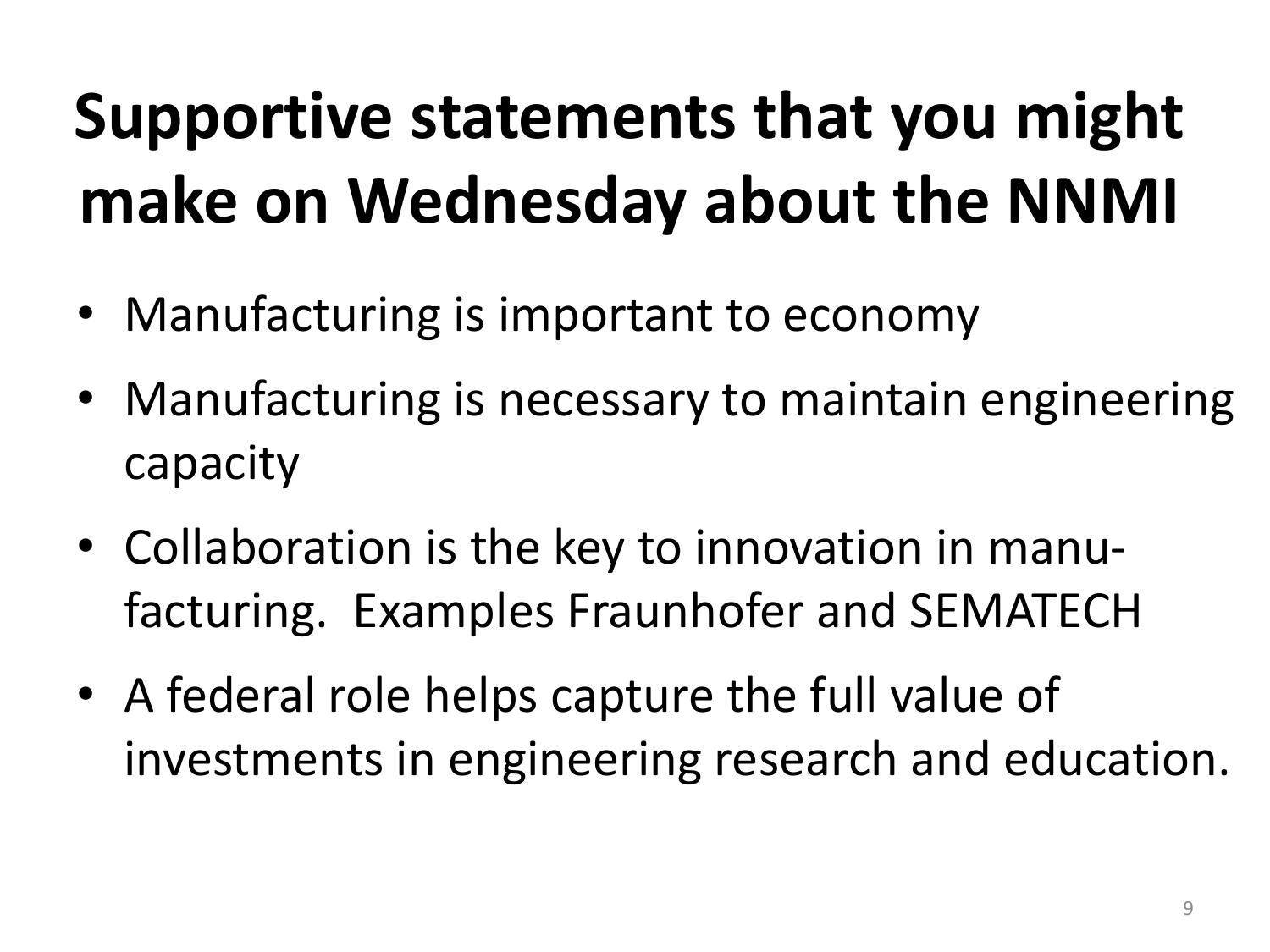# Supportive statements that you might make on Wednesday about the NNMI

- Manufacturing is important to economy
- Manufacturing is necessary to maintain engineering capacity
- Collaboration is the key to innovation in manu-facturing. Examples Fraunhofer and SEMATECH
- A federal role helps capture the full value of investments in engineering research and education.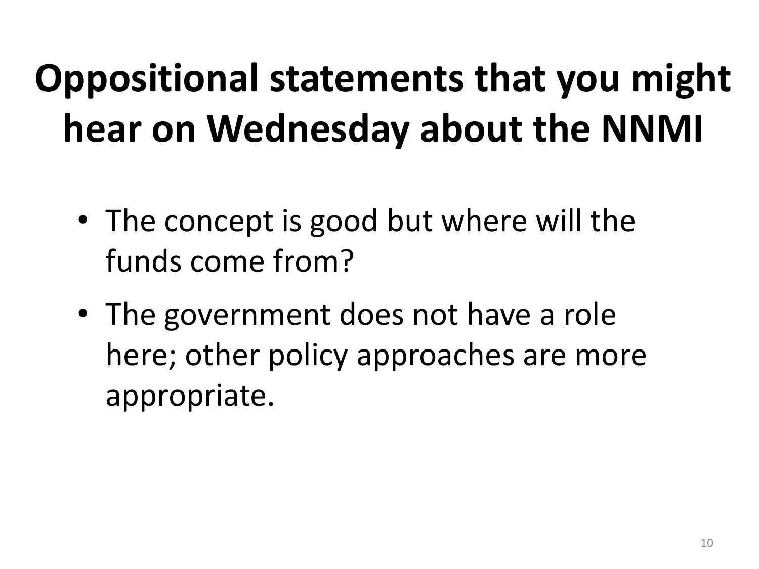# Oppositional statements that you might hear on Wednesday about the NNMI

- The concept is good but where will the funds come from?
- The government does not have a role here; other policy approaches are more appropriate.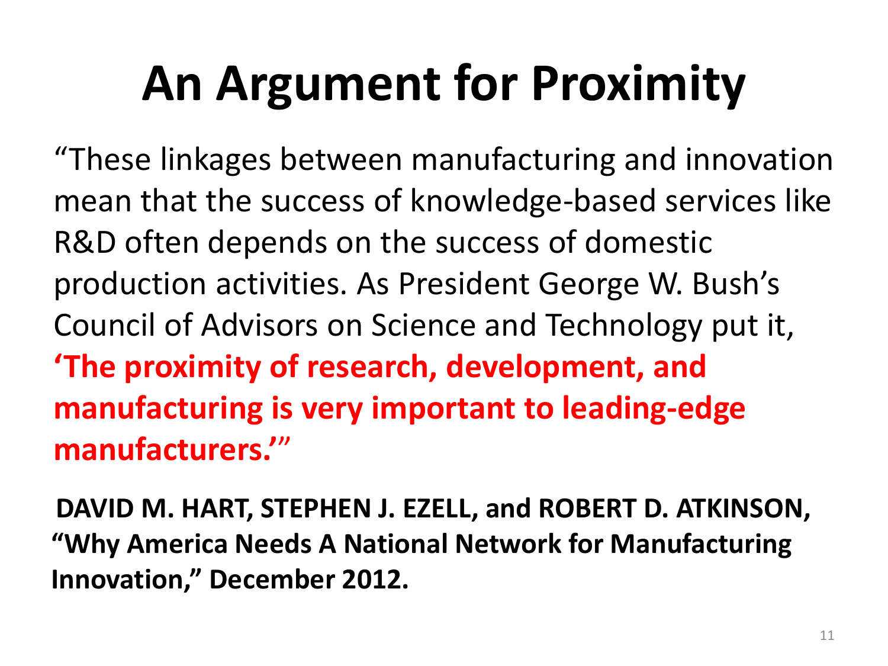# An Argument for Proximity

"These linkages between manufacturing and innovation mean that the success of knowledge-based services like R&D often depends on the success of domestic production activities. As President George W. Bush's Council of Advisors on Science and Technology put it, **'The proximity of research, development, and manufacturing is very important to leading-edge manufacturers.'**"

**DAVID M. HART, STEPHEN J. EZELL, and ROBERT D. ATKINSON, "Why America Needs A National Network for Manufacturing Innovation," December 2012.**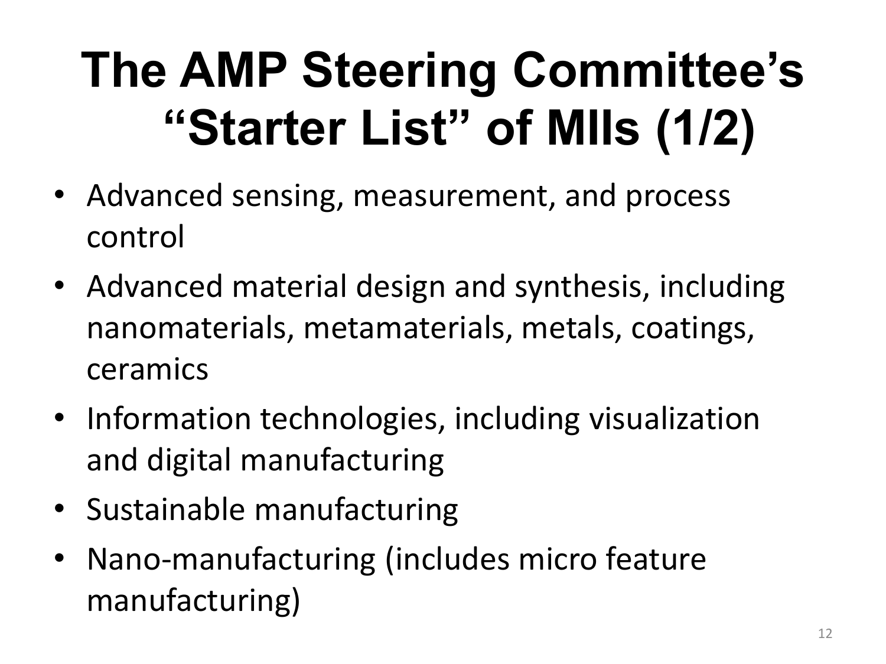# The AMP Steering Committee's "Starter List" of MIIs (1/2)

- Advanced sensing, measurement, and process control
- Advanced material design and synthesis, including nanomaterials, metamaterials, metals, coatings, ceramics
- Information technologies, including visualization and digital manufacturing
- Sustainable manufacturing
- Nano-manufacturing (includes micro feature manufacturing)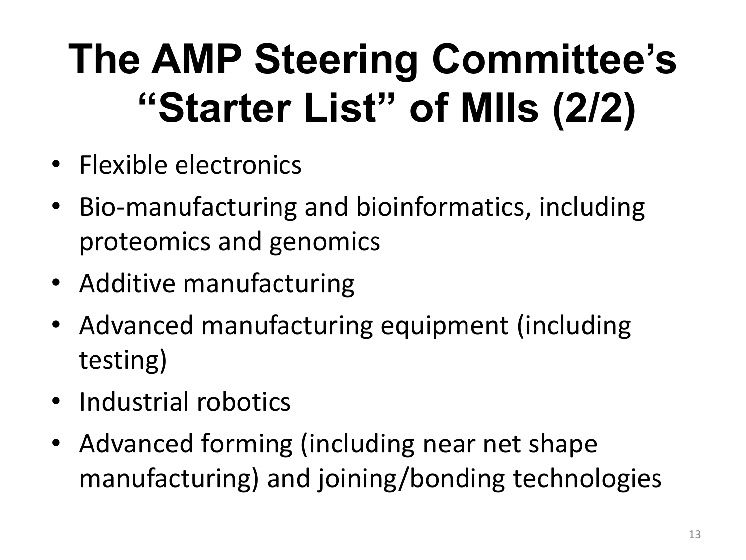# The AMP Steering Committee's "Starter List" of MIIs (2/2)

- Flexible electronics
- Bio-manufacturing and bioinformatics, including proteomics and genomics
- Additive manufacturing
- Advanced manufacturing equipment (including testing)
- Industrial robotics
- Advanced forming (including near net shape manufacturing) and joining/bonding technologies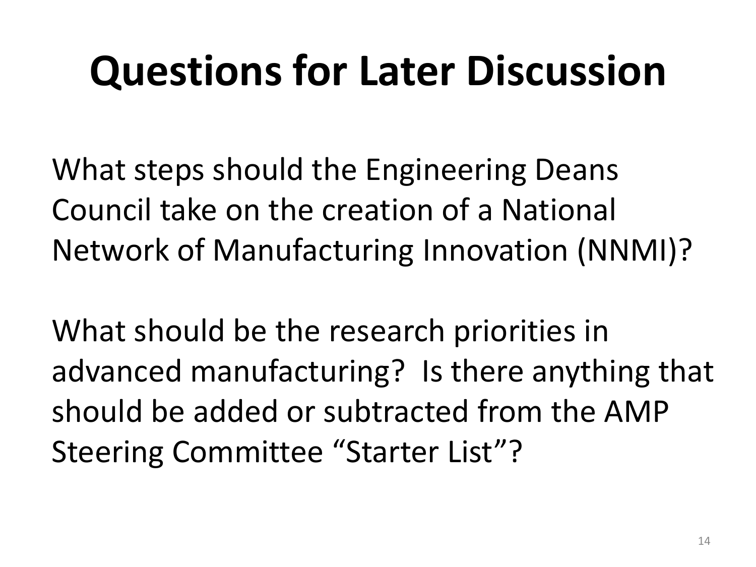# Questions for Later Discussion

What steps should the Engineering Deans Council take on the creation of a National Network of Manufacturing Innovation (NNMI)?

What should be the research priorities in advanced manufacturing? Is there anything that should be added or subtracted from the AMP Steering Committee “Starter List”?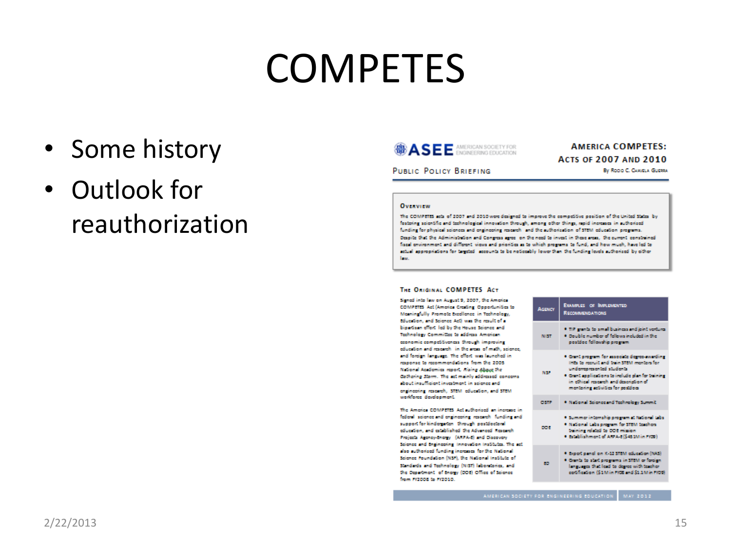# COMPETES

- Some history
- Outlook for reauthorization

ASEE AMERICAN SOCIETY FOR ENGINEERING EDUCATION

PUBLIC POLICY BRIEFING

**AMERICA COMPETES: ACTS OF 2007 AND 2010**

By Rocio C. Chavela Guerra

### OVERVIEW

The COMPETES acts of 2007 and 2010 were designed to improve the competitive position of the United States by fostering scientific and technological innovation through, among other things, rapid increases in authorized funding for physical sciences and engineering research and the authorization of STEM education programs. Despite that the Administration and Congress agree on the need to invest in these areas, the current constrained fiscal environment and different views and priorities as to which programs to fund, and how much, have led to actual appropriations for targeted accounts to be noticeably lower than the funding levels authorized by either law.

### THE ORIGINAL COMPETES ACT

Signed into law on August 9, 2007, the America COMPETES Act (America Creating Opportunities to Meaningfully Promote Excellence in Technology, Education, and Science Act) was the result of a bipartisan effort led by the House Science and Technology Committee to address American economic competitiveness through improving education and research in the areas of math, science, and foreign language. The effort was launched in response to recommendations from the 2005 National Academies report, *Rising Above the Gathering Storm*. The act mainly addressed concerns about insufficient investment in science and engineering research, STEM education, and STEM workforce development.

The America COMPETES Act authorized an increase in federal science and engineering research funding and support for kindergarten through postdoctoral education, and established the Advanced Research Projects Agency-Energy (ARPA-E) and Discovery Science and Engineering Innovation Institutes. The act also authorized funding increases for the National Science Foundation (NSF), the National Institute of Standards and Technology (NIST) laboratories, and the Department of Energy (DOE) Office of Science from FY2008 to FY2010.

| Agency | Examples of Implemented Recommendations |
|---|---|
| NIST | • TIP grants to small business and joint ventures<br>• Double number of fellows included in the postdoc fellowship program |
| NSF | • Grant program for associate degree-awarding IHEs to recruit and train STEM mentors for underrepresented students<br>• Grant applications to include plan for training in ethical research and description of mentoring activities for postdocs |
| OSTP | • National Science and Technology Summit |
| DOE | • Summer internship program at National labs<br>• National Labs program for STEM teachers training related to DOE mission<br>• Establishment of ARPA-E ($415M in FY09) |
| ED | • Expert panel on K-12 STEM education (NAS)<br>• Grants to start programs in STEM or foreign languages that lead to degree with teacher certification ($1M in FY08 and $1.1M in FY09) |

AMERICAN SOCIETY FOR ENGINEERING EDUCATION | MAY 2012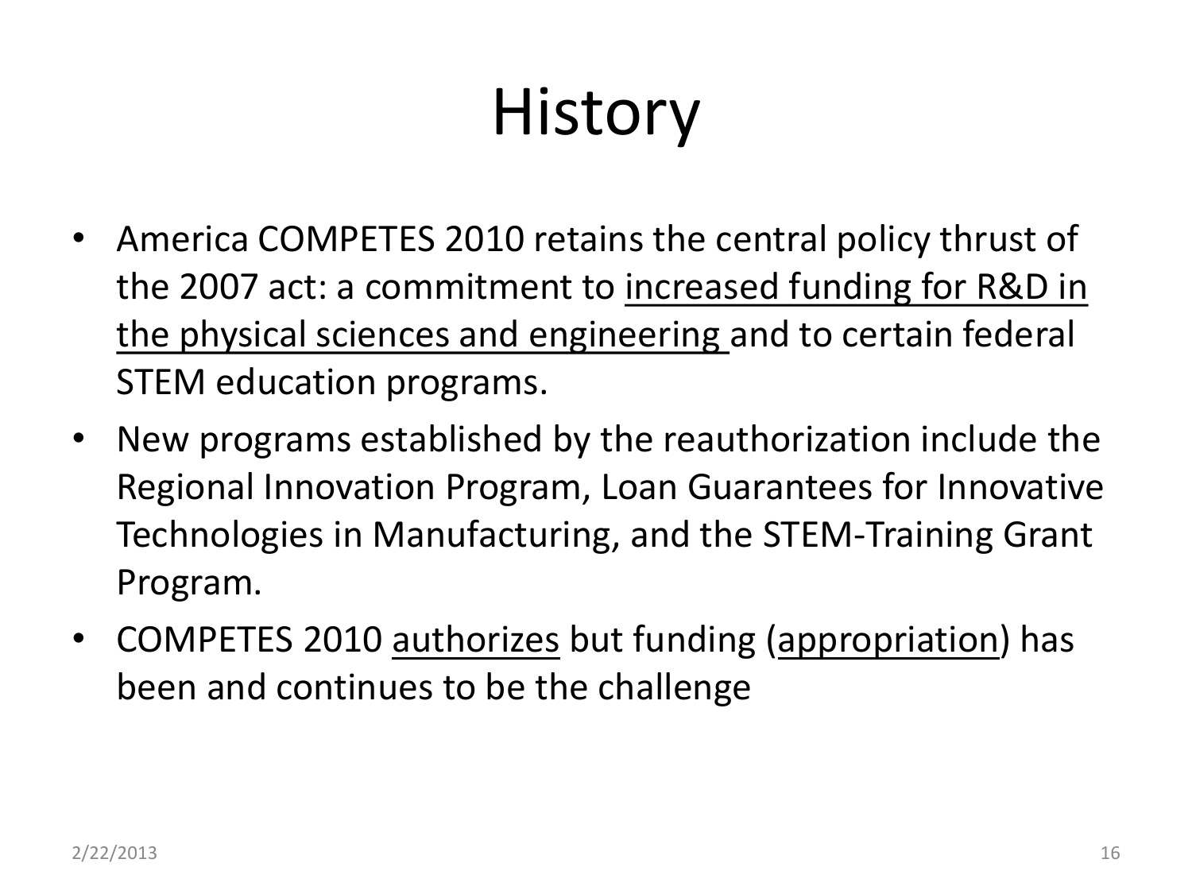# History

- America COMPETES 2010 retains the central policy thrust of the 2007 act: a commitment to <u>increased funding for R&D in the physical sciences and engineering</u> and to certain federal STEM education programs.
- New programs established by the reauthorization include the Regional Innovation Program, Loan Guarantees for Innovative Technologies in Manufacturing, and the STEM-Training Grant Program.
- COMPETES 2010 <u>authorizes</u> but funding (<u>appropriation</u>) has been and continues to be the challenge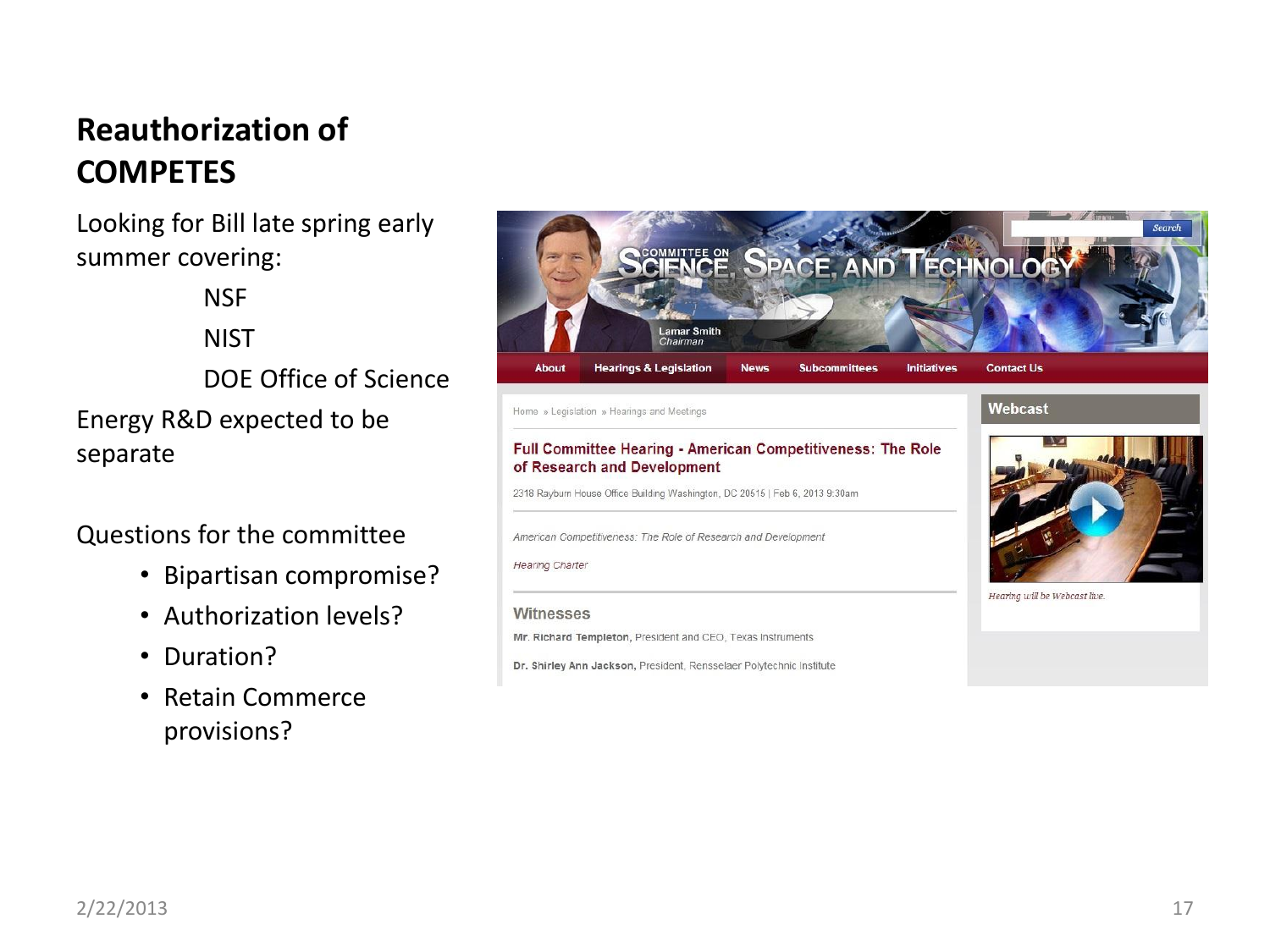## Reauthorization of COMPETES

Looking for Bill late spring early summer covering:

- NSF
- NIST
- DOE Office of Science

Energy R&D expected to be separate

Questions for the committee

- Bipartisan compromise?
- Authorization levels?
- Duration?
- Retain Commerce provisions?

Committee on Science, Space, and Technology

Lamar Smith, Chairman

About | Hearings & Legislation | News | Subcommittees | Initiatives | Contact Us

Home » Legislation » Hearings and Meetings

**Full Committee Hearing - American Competitiveness: The Role of Research and Development**

2318 Rayburn House Office Building Washington, DC 20515 | Feb 6, 2013 9:30am

*American Competitiveness: The Role of Research and Development*

*Hearing Charter*

**Witnesses**

**Mr. Richard Templeton,** President and CEO, Texas Instruments

**Dr. Shirley Ann Jackson,** President, Rensselaer Polytechnic Institute

**Webcast**

*Hearing will be Webcast live.*

2/22/2013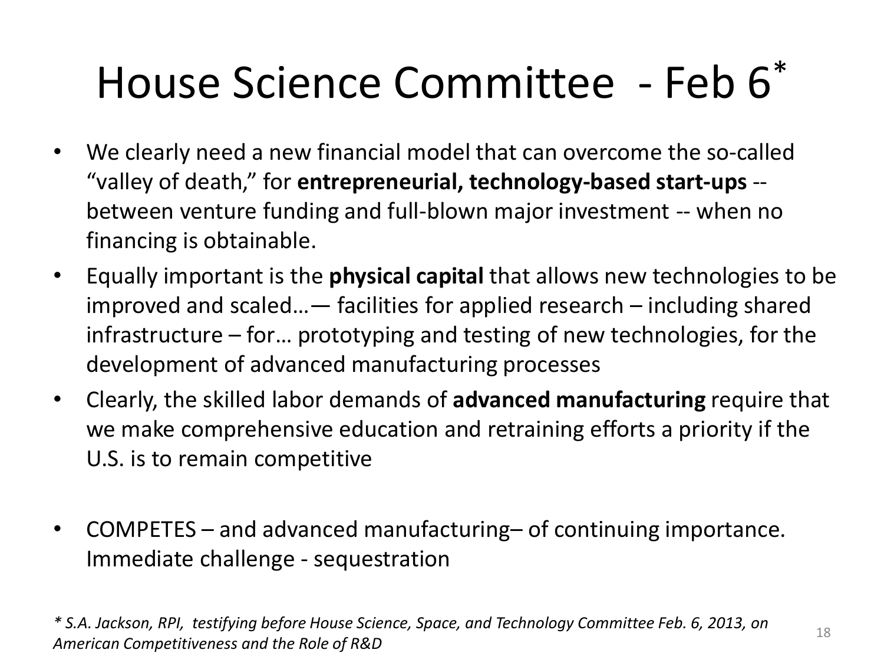# House Science Committee - Feb 6*

- We clearly need a new financial model that can overcome the so-called "valley of death," for **entrepreneurial, technology-based start-ups** -- between venture funding and full-blown major investment -- when no financing is obtainable.
- Equally important is the **physical capital** that allows new technologies to be improved and scaled…— facilities for applied research – including shared infrastructure – for… prototyping and testing of new technologies, for the development of advanced manufacturing processes
- Clearly, the skilled labor demands of **advanced manufacturing** require that we make comprehensive education and retraining efforts a priority if the U.S. is to remain competitive

- COMPETES – and advanced manufacturing– of continuing importance. Immediate challenge - sequestration

*\* S.A. Jackson, RPI, testifying before House Science, Space, and Technology Committee Feb. 6, 2013, on American Competitiveness and the Role of R&D*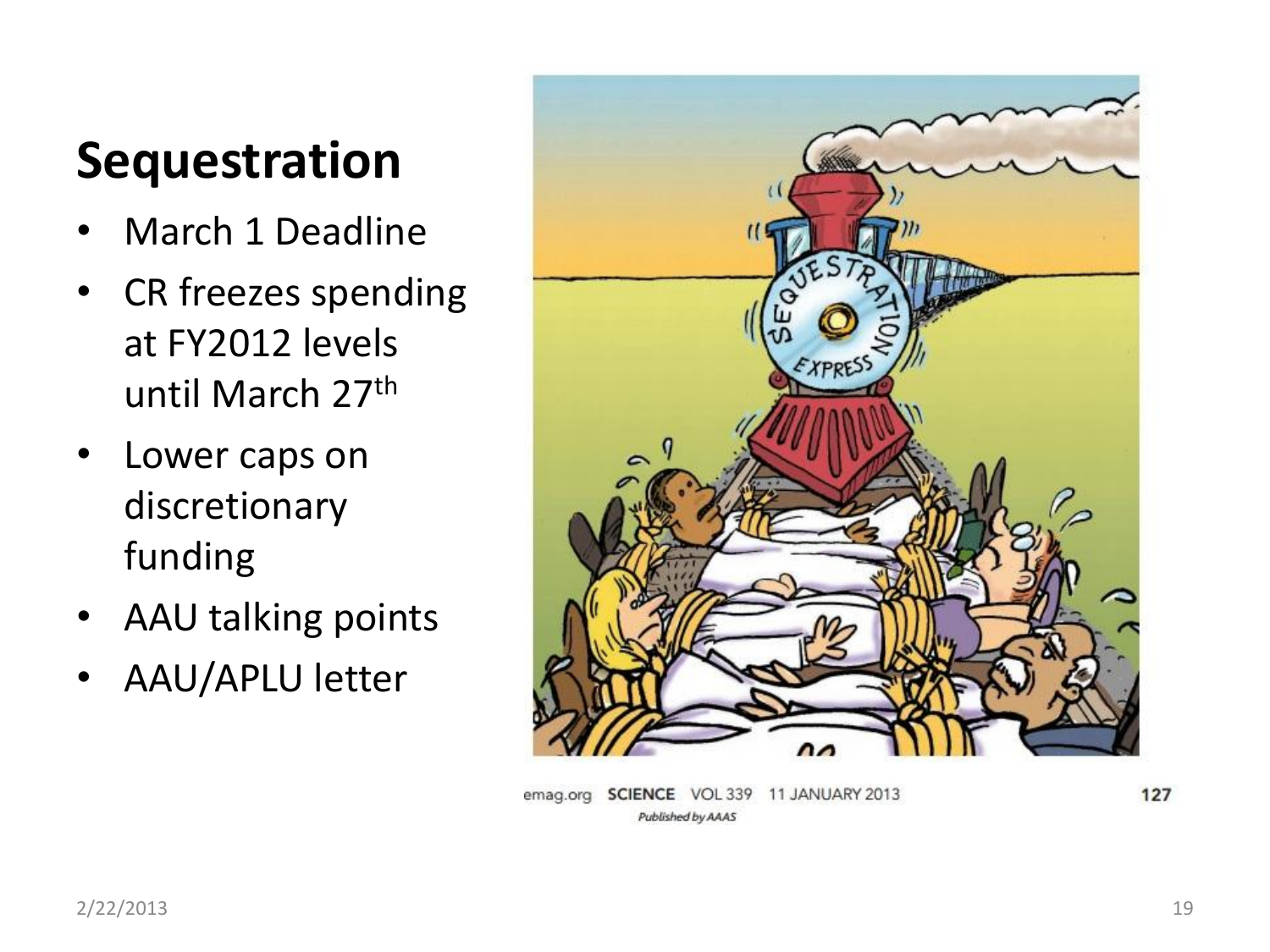# Sequestration

- March 1 Deadline
- CR freezes spending at FY2012 levels until March 27th
- Lower caps on discretionary funding
- AAU talking points
- AAU/APLU letter

emag.org SCIENCE VOL 339 11 JANUARY 2013 127
*Published by AAAS*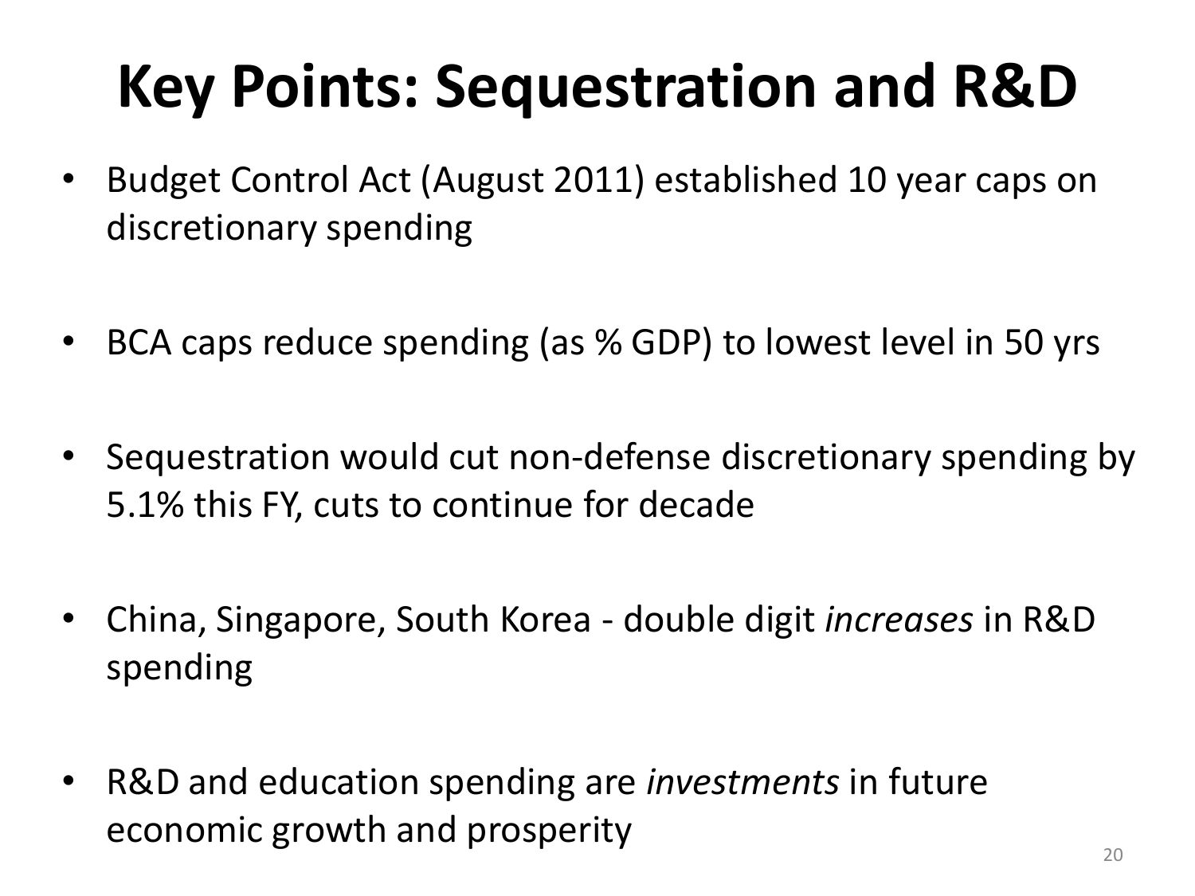# Key Points: Sequestration and R&D

- Budget Control Act (August 2011) established 10 year caps on discretionary spending
- BCA caps reduce spending (as % GDP) to lowest level in 50 yrs
- Sequestration would cut non-defense discretionary spending by 5.1% this FY, cuts to continue for decade
- China, Singapore, South Korea - double digit *increases* in R&D spending
- R&D and education spending are *investments* in future economic growth and prosperity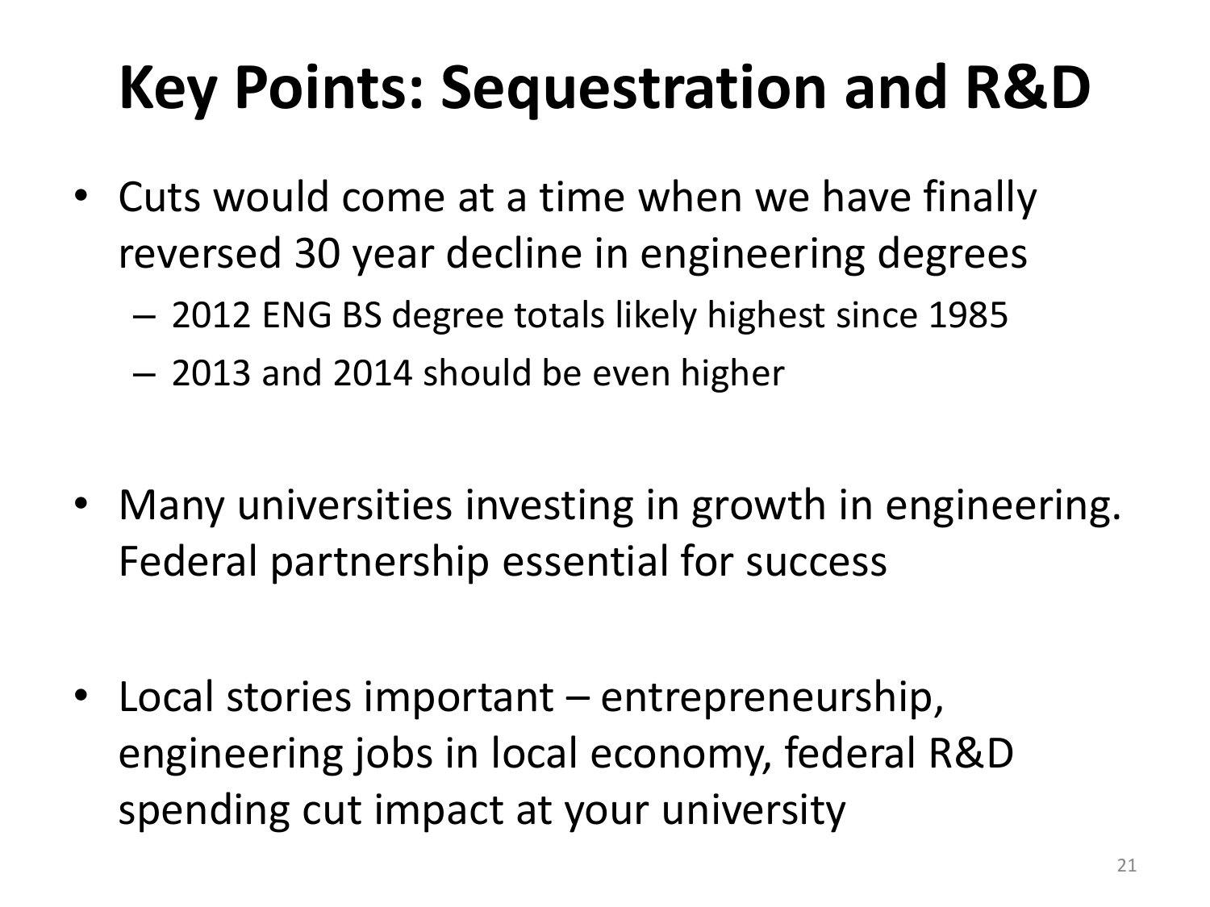# Key Points: Sequestration and R&D

- Cuts would come at a time when we have finally reversed 30 year decline in engineering degrees
  - 2012 ENG BS degree totals likely highest since 1985
  - 2013 and 2014 should be even higher

- Many universities investing in growth in engineering. Federal partnership essential for success

- Local stories important – entrepreneurship, engineering jobs in local economy, federal R&D spending cut impact at your university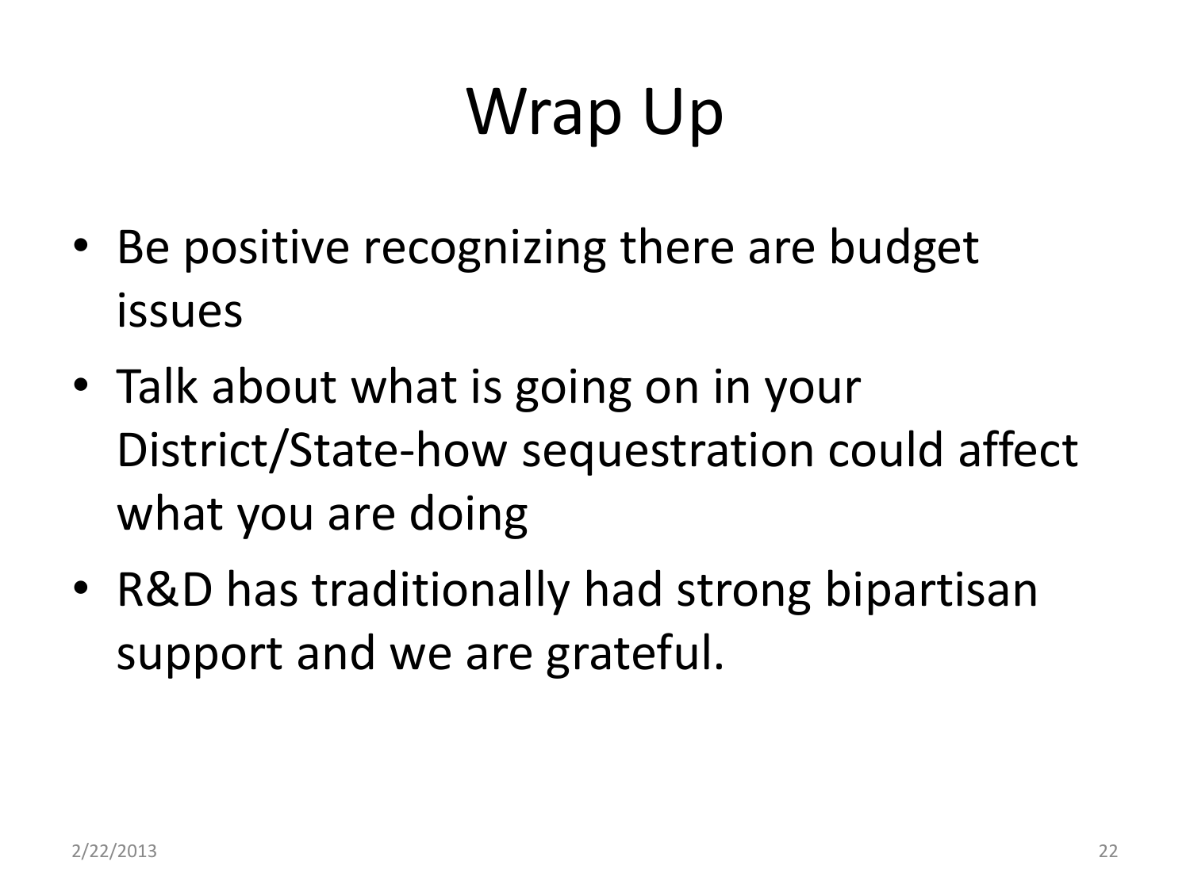# Wrap Up

- Be positive recognizing there are budget issues
- Talk about what is going on in your District/State-how sequestration could affect what you are doing
- R&D has traditionally had strong bipartisan support and we are grateful.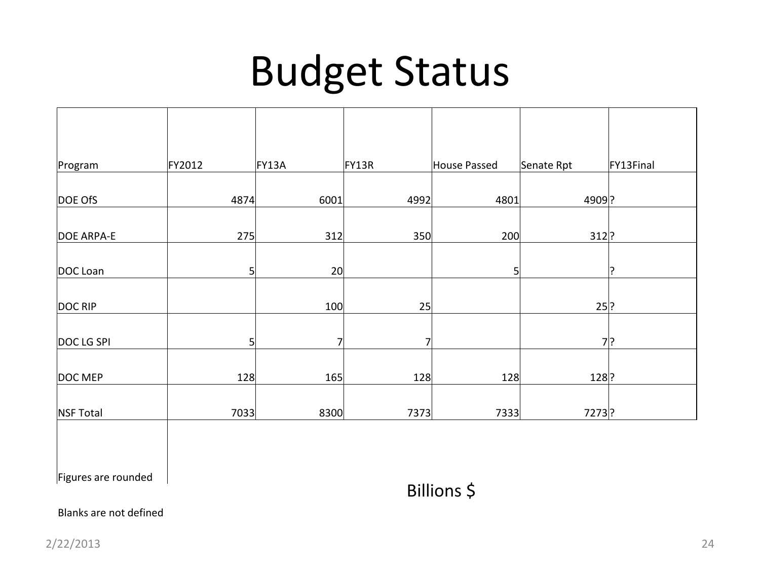# Budget Status

| Program | FY2012 | FY13A | FY13R | House Passed | Senate Rpt | FY13Final |
|---|---|---|---|---|---|---|
| DOE OfS | 4874 | 6001 | 4992 | 4801 | 4909 | ? |
| DOE ARPA-E | 275 | 312 | 350 | 200 | 312 | ? |
| DOC Loan | 5 | 20 | | 5 | | ? |
| DOC RIP | | 100 | 25 | | 25 | ? |
| DOC LG SPI | 5 | 7 | 7 | | 7 | ? |
| DOC MEP | 128 | 165 | 128 | 128 | 128 | ? |
| NSF Total | 7033 | 8300 | 7373 | 7333 | 7273 | ? |

Figures are rounded

Billions $

Blanks are not defined

2/22/2013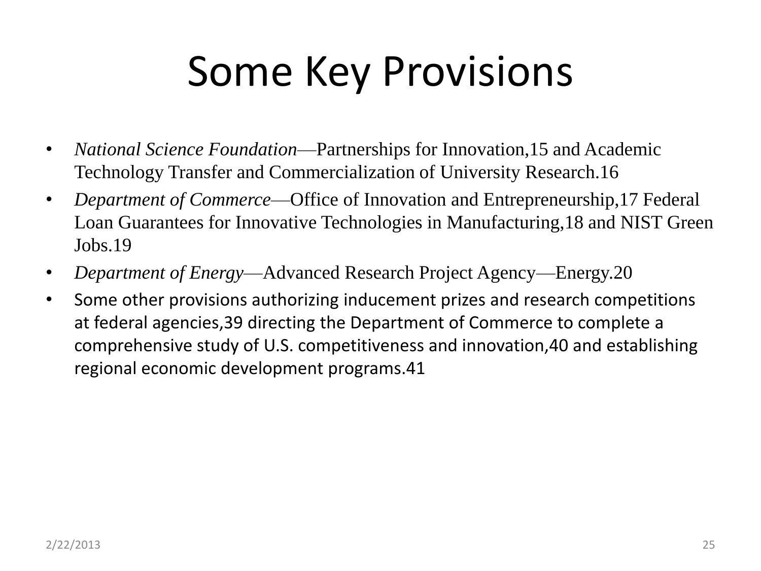# Some Key Provisions

- *National Science Foundation*—Partnerships for Innovation,15 and Academic Technology Transfer and Commercialization of University Research.16
- *Department of Commerce*—Office of Innovation and Entrepreneurship,17 Federal Loan Guarantees for Innovative Technologies in Manufacturing,18 and NIST Green Jobs.19
- *Department of Energy*—Advanced Research Project Agency—Energy.20
- Some other provisions authorizing inducement prizes and research competitions at federal agencies,39 directing the Department of Commerce to complete a comprehensive study of U.S. competitiveness and innovation,40 and establishing regional economic development programs.41